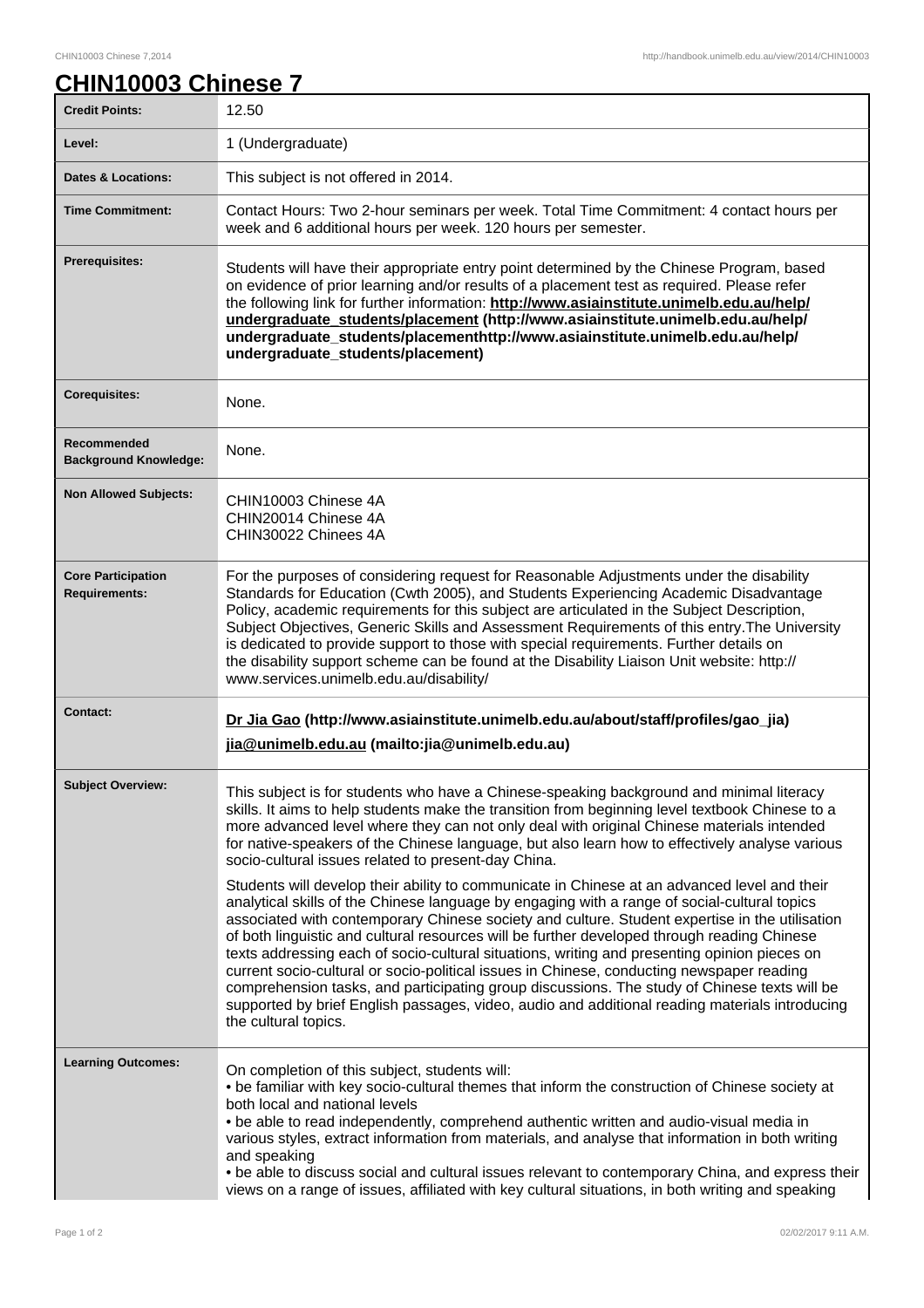# CHIN10003 Chinese 7

| | |
|---|---|
| **Credit Points:** | 12.50 |
| **Level:** | 1 (Undergraduate) |
| **Dates & Locations:** | This subject is not offered in 2014. |
| **Time Commitment:** | Contact Hours: Two 2-hour seminars per week. Total Time Commitment: 4 contact hours per week and 6 additional hours per week. 120 hours per semester. |
| **Prerequisites:** | Students will have their appropriate entry point determined by the Chinese Program, based on evidence of prior learning and/or results of a placement test as required. Please refer the following link for further information: **http://www.asiainstitute.unimelb.edu.au/help/undergraduate_students/placement (http://www.asiainstitute.unimelb.edu.au/help/undergraduate_students/placementhttp://www.asiainstitute.unimelb.edu.au/help/undergraduate_students/placement)** |
| **Corequisites:** | None. |
| **Recommended Background Knowledge:** | None. |
| **Non Allowed Subjects:** | CHIN10003 Chinese 4A<br>CHIN20014 Chinese 4A<br>CHIN30022 Chinees 4A |
| **Core Participation Requirements:** | For the purposes of considering request for Reasonable Adjustments under the disability Standards for Education (Cwth 2005), and Students Experiencing Academic Disadvantage Policy, academic requirements for this subject are articulated in the Subject Description, Subject Objectives, Generic Skills and Assessment Requirements of this entry.The University is dedicated to provide support to those with special requirements. Further details on the disability support scheme can be found at the Disability Liaison Unit website: http://www.services.unimelb.edu.au/disability/ |
| **Contact:** | **Dr Jia Gao (http://www.asiainstitute.unimelb.edu.au/about/staff/profiles/gao_jia)**<br>**jia@unimelb.edu.au (mailto:jia@unimelb.edu.au)** |
| **Subject Overview:** | This subject is for students who have a Chinese-speaking background and minimal literacy skills. It aims to help students make the transition from beginning level textbook Chinese to a more advanced level where they can not only deal with original Chinese materials intended for native-speakers of the Chinese language, but also learn how to effectively analyse various socio-cultural issues related to present-day China.<br><br>Students will develop their ability to communicate in Chinese at an advanced level and their analytical skills of the Chinese language by engaging with a range of social-cultural topics associated with contemporary Chinese society and culture. Student expertise in the utilisation of both linguistic and cultural resources will be further developed through reading Chinese texts addressing each of socio-cultural situations, writing and presenting opinion pieces on current socio-cultural or socio-political issues in Chinese, conducting newspaper reading comprehension tasks, and participating group discussions. The study of Chinese texts will be supported by brief English passages, video, audio and additional reading materials introducing the cultural topics. |
| **Learning Outcomes:** | On completion of this subject, students will:<br>• be familiar with key socio-cultural themes that inform the construction of Chinese society at both local and national levels<br>• be able to read independently, comprehend authentic written and audio-visual media in various styles, extract information from materials, and analyse that information in both writing and speaking<br>• be able to discuss social and cultural issues relevant to contemporary China, and express their views on a range of issues, affiliated with key cultural situations, in both writing and speaking |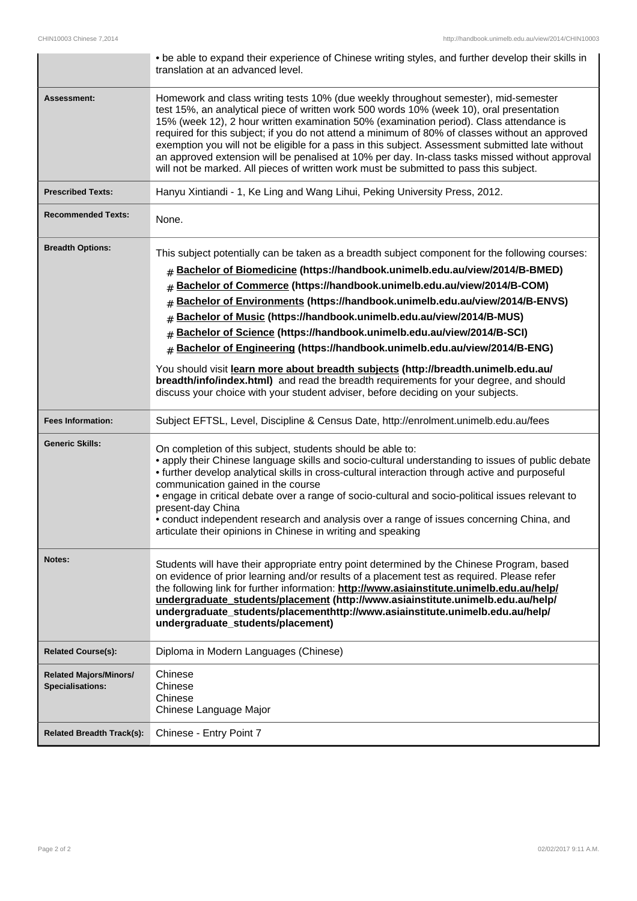| | |
|---|---|
| | • be able to expand their experience of Chinese writing styles, and further develop their skills in translation at an advanced level. |
| **Assessment:** | Homework and class writing tests 10% (due weekly throughout semester), mid-semester test 15%, an analytical piece of written work 500 words 10% (week 10), oral presentation 15% (week 12), 2 hour written examination 50% (examination period). Class attendance is required for this subject; if you do not attend a minimum of 80% of classes without an approved exemption you will not be eligible for a pass in this subject. Assessment submitted late without an approved extension will be penalised at 10% per day. In-class tasks missed without approval will not be marked. All pieces of written work must be submitted to pass this subject. |
| **Prescribed Texts:** | Hanyu Xintiandi - 1, Ke Ling and Wang Lihui, Peking University Press, 2012. |
| **Recommended Texts:** | None. |
| **Breadth Options:** | This subject potentially can be taken as a breadth subject component for the following courses:<br># **Bachelor of Biomedicine (https://handbook.unimelb.edu.au/view/2014/B-BMED)**<br># **Bachelor of Commerce (https://handbook.unimelb.edu.au/view/2014/B-COM)**<br># **Bachelor of Environments (https://handbook.unimelb.edu.au/view/2014/B-ENVS)**<br># **Bachelor of Music (https://handbook.unimelb.edu.au/view/2014/B-MUS)**<br># **Bachelor of Science (https://handbook.unimelb.edu.au/view/2014/B-SCI)**<br># **Bachelor of Engineering (https://handbook.unimelb.edu.au/view/2014/B-ENG)**<br>You should visit **learn more about breadth subjects (http://breadth.unimelb.edu.au/breadth/info/index.html)** and read the breadth requirements for your degree, and should discuss your choice with your student adviser, before deciding on your subjects. |
| **Fees Information:** | Subject EFTSL, Level, Discipline & Census Date, http://enrolment.unimelb.edu.au/fees |
| **Generic Skills:** | On completion of this subject, students should be able to:<br>• apply their Chinese language skills and socio-cultural understanding to issues of public debate<br>• further develop analytical skills in cross-cultural interaction through active and purposeful communication gained in the course<br>• engage in critical debate over a range of socio-cultural and socio-political issues relevant to present-day China<br>• conduct independent research and analysis over a range of issues concerning China, and articulate their opinions in Chinese in writing and speaking |
| **Notes:** | Students will have their appropriate entry point determined by the Chinese Program, based on evidence of prior learning and/or results of a placement test as required. Please refer the following link for further information: **http://www.asiainstitute.unimelb.edu.au/help/undergraduate_students/placement (http://www.asiainstitute.unimelb.edu.au/help/undergraduate_students/placementhttp://www.asiainstitute.unimelb.edu.au/help/undergraduate_students/placement)** |
| **Related Course(s):** | Diploma in Modern Languages (Chinese) |
| **Related Majors/Minors/Specialisations:** | Chinese<br>Chinese<br>Chinese<br>Chinese Language Major |
| **Related Breadth Track(s):** | Chinese - Entry Point 7 |